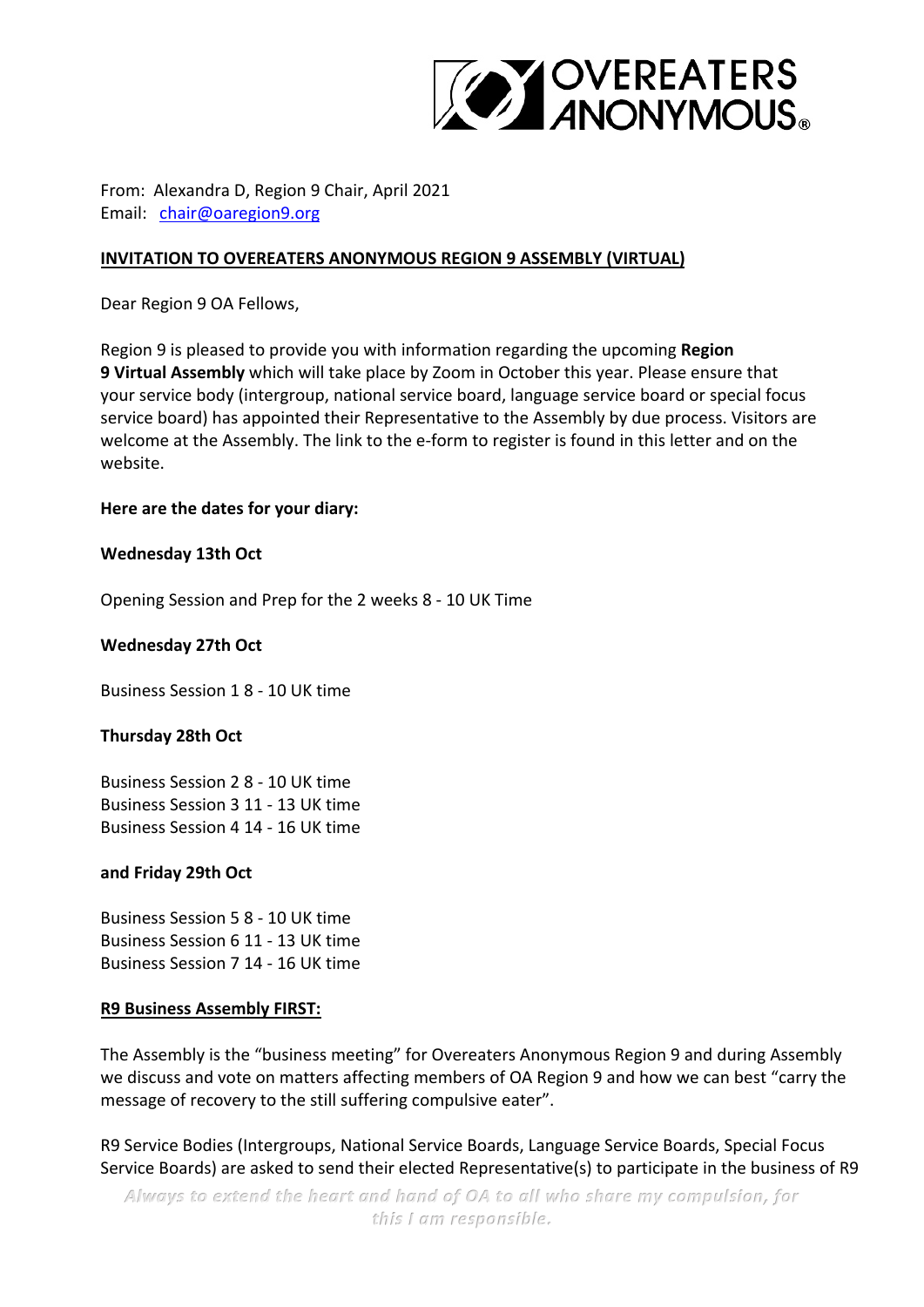From: Alexandra D, Region 9 Chair, April 2021
Email: [chair@oaregion9.org](mailto:chair@oaregion9.org)

**INVITATION TO OVEREATERS ANONYMOUS REGION 9 ASSEMBLY (VIRTUAL)**

Dear Region 9 OA Fellows,

Region 9 is pleased to provide you with information regarding the upcoming **Region 9 Virtual Assembly** which will take place by Zoom in October this year. Please ensure that your service body (intergroup, national service board, language service board or special focus service board) has appointed their Representative to the Assembly by due process. Visitors are welcome at the Assembly. The link to the e-form to register is found in this letter and on the website.

**Here are the dates for your diary:**

**Wednesday 13th Oct**

Opening Session and Prep for the 2 weeks 8 - 10 UK Time

**Wednesday 27th Oct**

Business Session 1 8 - 10 UK time

**Thursday 28th Oct**

Business Session 2 8 - 10 UK time
Business Session 3 11 - 13 UK time
Business Session 4 14 - 16 UK time

**and Friday 29th Oct**

Business Session 5 8 - 10 UK time
Business Session 6 11 - 13 UK time
Business Session 7 14 - 16 UK time

**R9 Business Assembly FIRST:**

The Assembly is the "business meeting" for Overeaters Anonymous Region 9 and during Assembly we discuss and vote on matters affecting members of OA Region 9 and how we can best "carry the message of recovery to the still suffering compulsive eater".

R9 Service Bodies (Intergroups, National Service Boards, Language Service Boards, Special Focus Service Boards) are asked to send their elected Representative(s) to participate in the business of R9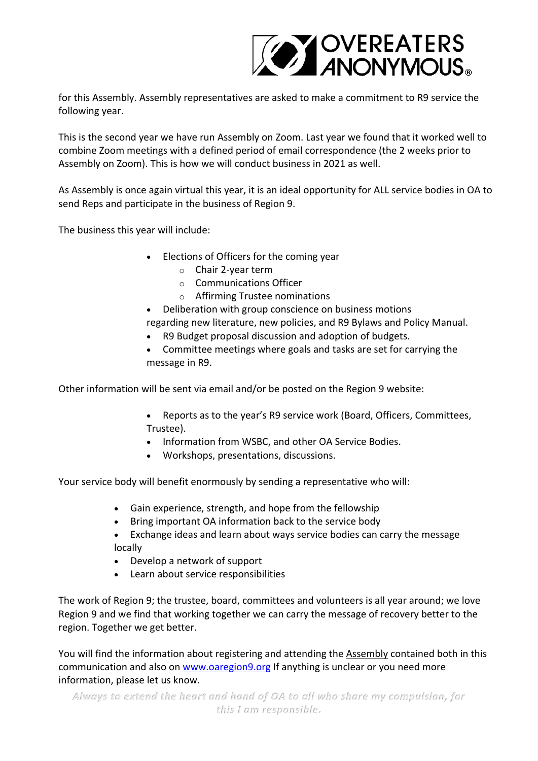for this Assembly. Assembly representatives are asked to make a commitment to R9 service the following year.

This is the second year we have run Assembly on Zoom. Last year we found that it worked well to combine Zoom meetings with a defined period of email correspondence (the 2 weeks prior to Assembly on Zoom). This is how we will conduct business in 2021 as well.

As Assembly is once again virtual this year, it is an ideal opportunity for ALL service bodies in OA to send Reps and participate in the business of Region 9.

The business this year will include:

- Elections of Officers for the coming year
  - Chair 2-year term
  - Communications Officer
  - Affirming Trustee nominations
- Deliberation with group conscience on business motions regarding new literature, new policies, and R9 Bylaws and Policy Manual.
- R9 Budget proposal discussion and adoption of budgets.
- Committee meetings where goals and tasks are set for carrying the message in R9.

Other information will be sent via email and/or be posted on the Region 9 website:

- Reports as to the year's R9 service work (Board, Officers, Committees, Trustee).
- Information from WSBC, and other OA Service Bodies.
- Workshops, presentations, discussions.

Your service body will benefit enormously by sending a representative who will:

- Gain experience, strength, and hope from the fellowship
- Bring important OA information back to the service body
- Exchange ideas and learn about ways service bodies can carry the message locally
- Develop a network of support
- Learn about service responsibilities

The work of Region 9; the trustee, board, committees and volunteers is all year around; we love Region 9 and we find that working together we can carry the message of recovery better to the region. Together we get better.

You will find the information about registering and attending the Assembly contained both in this communication and also on www.oaregion9.org If anything is unclear or you need more information, please let us know.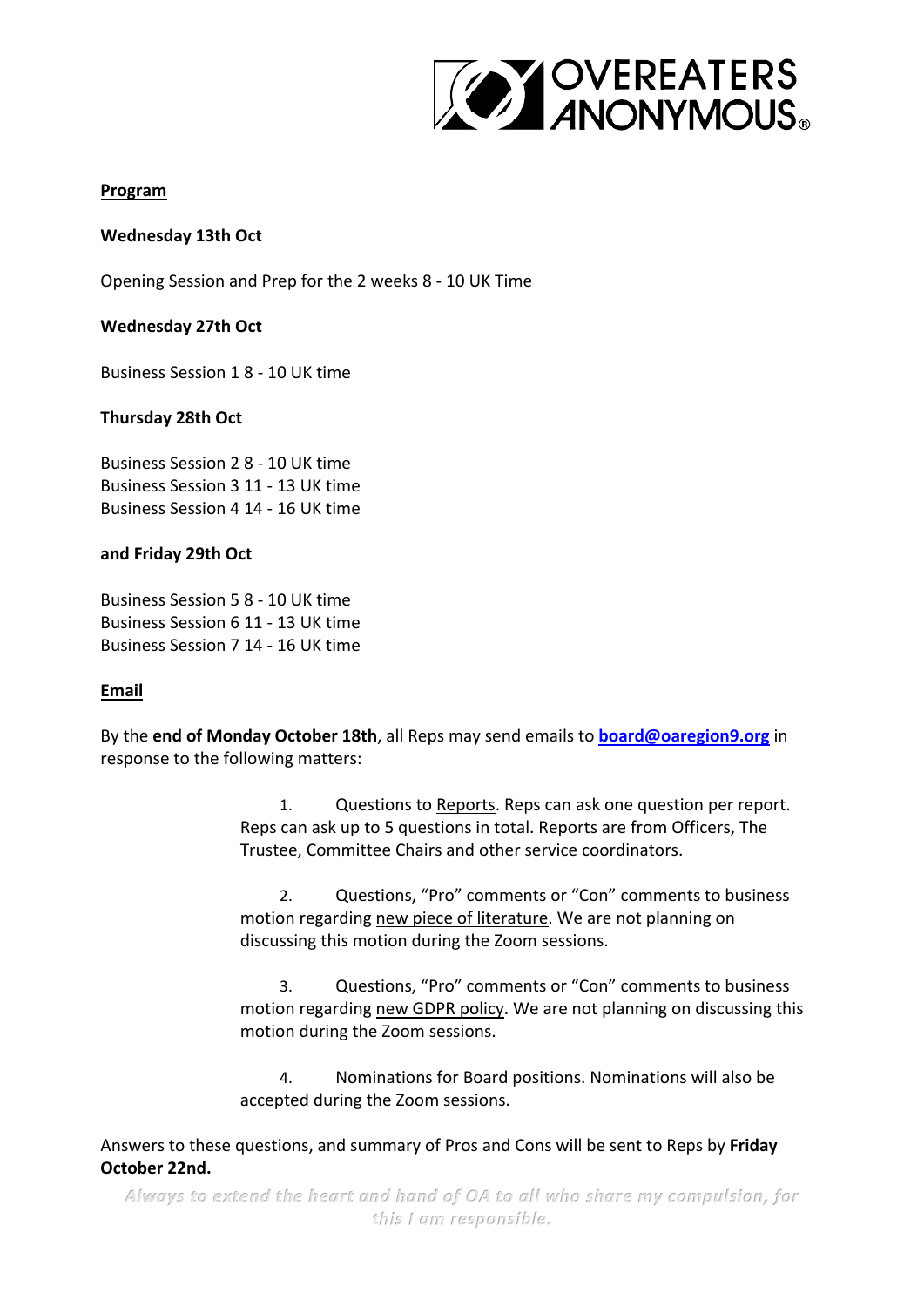**Program**

**Wednesday 13th Oct**

Opening Session and Prep for the 2 weeks 8 - 10 UK Time

**Wednesday 27th Oct**

Business Session 1 8 - 10 UK time

**Thursday 28th Oct**

Business Session 2 8 - 10 UK time
Business Session 3 11 - 13 UK time
Business Session 4 14 - 16 UK time

**and Friday 29th Oct**

Business Session 5 8 - 10 UK time
Business Session 6 11 - 13 UK time
Business Session 7 14 - 16 UK time

**Email**

By the **end of Monday October 18th**, all Reps may send emails to **board@oaregion9.org** in response to the following matters:

1. Questions to Reports. Reps can ask one question per report. Reps can ask up to 5 questions in total. Reports are from Officers, The Trustee, Committee Chairs and other service coordinators.

2. Questions, "Pro" comments or "Con" comments to business motion regarding new piece of literature. We are not planning on discussing this motion during the Zoom sessions.

3. Questions, "Pro" comments or "Con" comments to business motion regarding new GDPR policy. We are not planning on discussing this motion during the Zoom sessions.

4. Nominations for Board positions. Nominations will also be accepted during the Zoom sessions.

Answers to these questions, and summary of Pros and Cons will be sent to Reps by **Friday October 22nd.**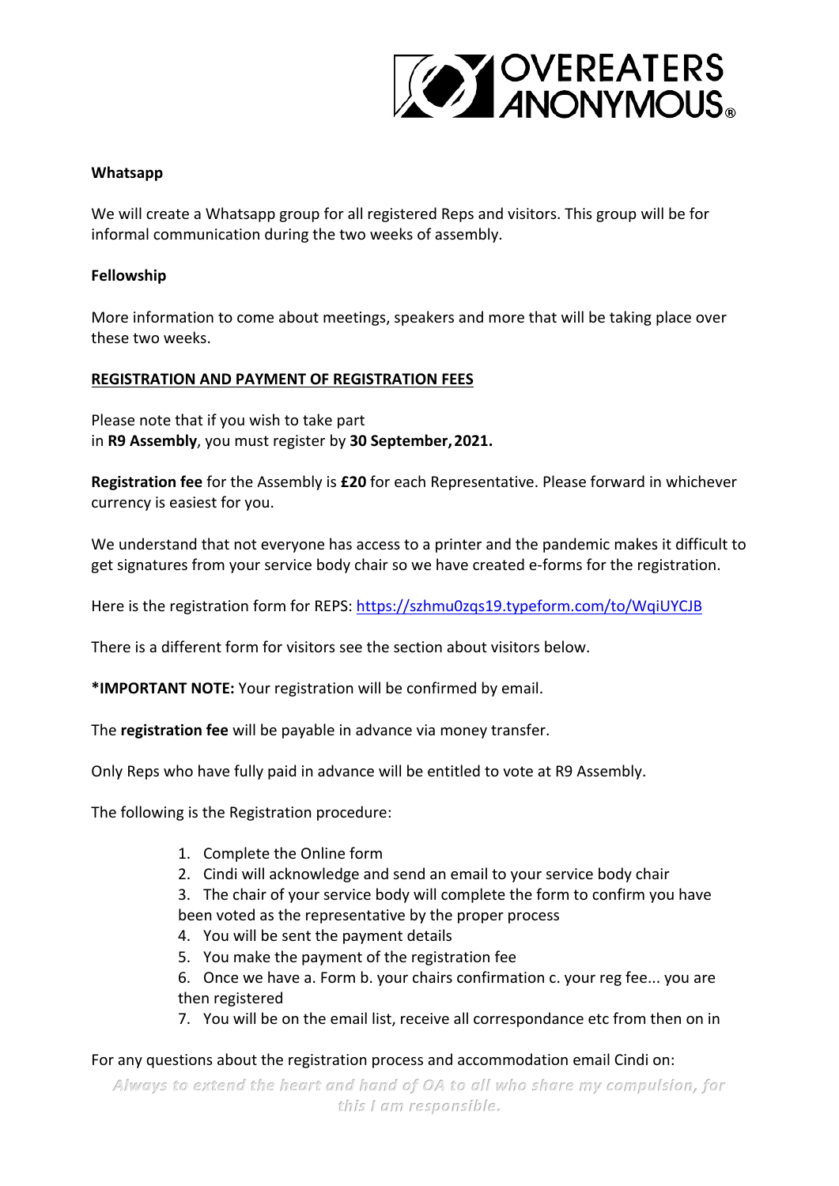**Whatsapp**

We will create a Whatsapp group for all registered Reps and visitors. This group will be for informal communication during the two weeks of assembly.

**Fellowship**

More information to come about meetings, speakers and more that will be taking place over these two weeks.

**REGISTRATION AND PAYMENT OF REGISTRATION FEES**

Please note that if you wish to take part in **R9 Assembly**, you must register by **30 September, 2021.**

**Registration fee** for the Assembly is **£20** for each Representative. Please forward in whichever currency is easiest for you.

We understand that not everyone has access to a printer and the pandemic makes it difficult to get signatures from your service body chair so we have created e-forms for the registration.

Here is the registration form for REPS: https://szhmu0zqs19.typeform.com/to/WqiUYCJB

There is a different form for visitors see the section about visitors below.

***IMPORTANT NOTE:** Your registration will be confirmed by email.

The **registration fee** will be payable in advance via money transfer.

Only Reps who have fully paid in advance will be entitled to vote at R9 Assembly.

The following is the Registration procedure:

1. Complete the Online form
2. Cindi will acknowledge and send an email to your service body chair
3. The chair of your service body will complete the form to confirm you have been voted as the representative by the proper process
4. You will be sent the payment details
5. You make the payment of the registration fee
6. Once we have a. Form b. your chairs confirmation c. your reg fee... you are then registered
7. You will be on the email list, receive all correspondance etc from then on in

For any questions about the registration process and accommodation email Cindi on: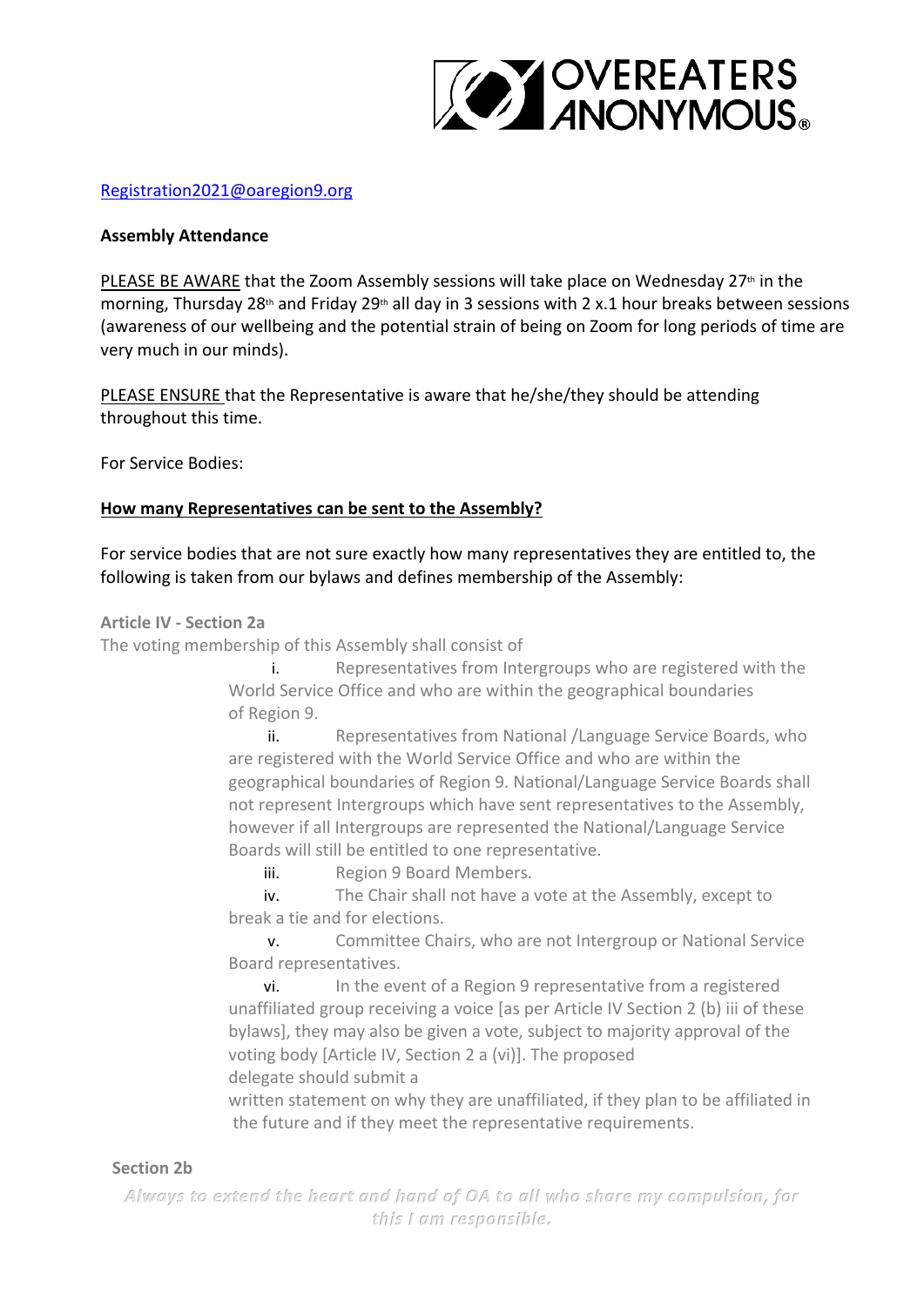Registration2021@oaregion9.org

**Assembly Attendance**

PLEASE BE AWARE that the Zoom Assembly sessions will take place on Wednesday 27th in the morning, Thursday 28th and Friday 29th all day in 3 sessions with 2 x.1 hour breaks between sessions (awareness of our wellbeing and the potential strain of being on Zoom for long periods of time are very much in our minds).

PLEASE ENSURE that the Representative is aware that he/she/they should be attending throughout this time.

For Service Bodies:

**How many Representatives can be sent to the Assembly?**

For service bodies that are not sure exactly how many representatives they are entitled to, the following is taken from our bylaws and defines membership of the Assembly:

**Article IV - Section 2a**

The voting membership of this Assembly shall consist of

i. Representatives from Intergroups who are registered with the World Service Office and who are within the geographical boundaries of Region 9.

ii. Representatives from National /Language Service Boards, who are registered with the World Service Office and who are within the geographical boundaries of Region 9. National/Language Service Boards shall not represent Intergroups which have sent representatives to the Assembly, however if all Intergroups are represented the National/Language Service Boards will still be entitled to one representative.

iii. Region 9 Board Members.

iv. The Chair shall not have a vote at the Assembly, except to break a tie and for elections.

v. Committee Chairs, who are not Intergroup or National Service Board representatives.

vi. In the event of a Region 9 representative from a registered unaffiliated group receiving a voice [as per Article IV Section 2 (b) iii of these bylaws], they may also be given a vote, subject to majority approval of the voting body [Article IV, Section 2 a (vi)]. The proposed delegate should submit a written statement on why they are unaffiliated, if they plan to be affiliated in the future and if they meet the representative requirements.

**Section 2b**

*Always to extend the heart and hand of OA to all who share my compulsion, for this I am responsible.*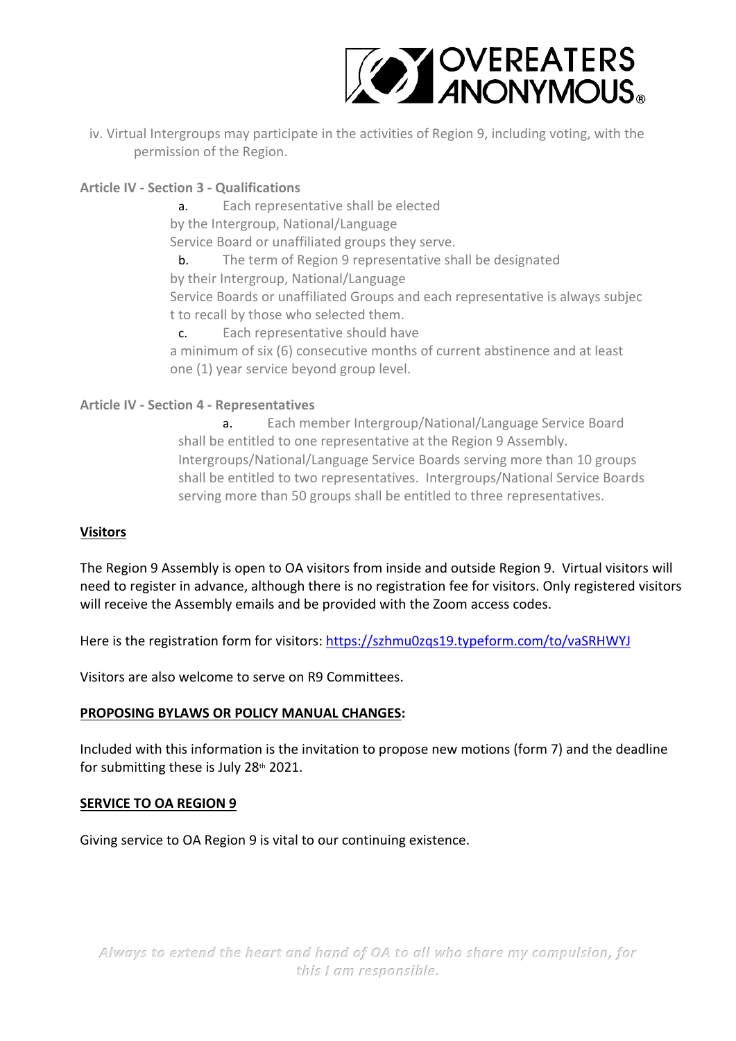iv. Virtual Intergroups may participate in the activities of Region 9, including voting, with the permission of the Region.

**Article IV - Section 3 - Qualifications**

a. Each representative shall be elected by the Intergroup, National/Language Service Board or unaffiliated groups they serve.

b. The term of Region 9 representative shall be designated by their Intergroup, National/Language Service Boards or unaffiliated Groups and each representative is always subject to recall by those who selected them.

c. Each representative should have a minimum of six (6) consecutive months of current abstinence and at least one (1) year service beyond group level.

**Article IV - Section 4 - Representatives**

a. Each member Intergroup/National/Language Service Board shall be entitled to one representative at the Region 9 Assembly. Intergroups/National/Language Service Boards serving more than 10 groups shall be entitled to two representatives. Intergroups/National Service Boards serving more than 50 groups shall be entitled to three representatives.

**Visitors**

The Region 9 Assembly is open to OA visitors from inside and outside Region 9. Virtual visitors will need to register in advance, although there is no registration fee for visitors. Only registered visitors will receive the Assembly emails and be provided with the Zoom access codes.

Here is the registration form for visitors: https://szhmu0zqs19.typeform.com/to/vaSRHWYJ

Visitors are also welcome to serve on R9 Committees.

**PROPOSING BYLAWS OR POLICY MANUAL CHANGES:**

Included with this information is the invitation to propose new motions (form 7) and the deadline for submitting these is July 28th 2021.

**SERVICE TO OA REGION 9**

Giving service to OA Region 9 is vital to our continuing existence.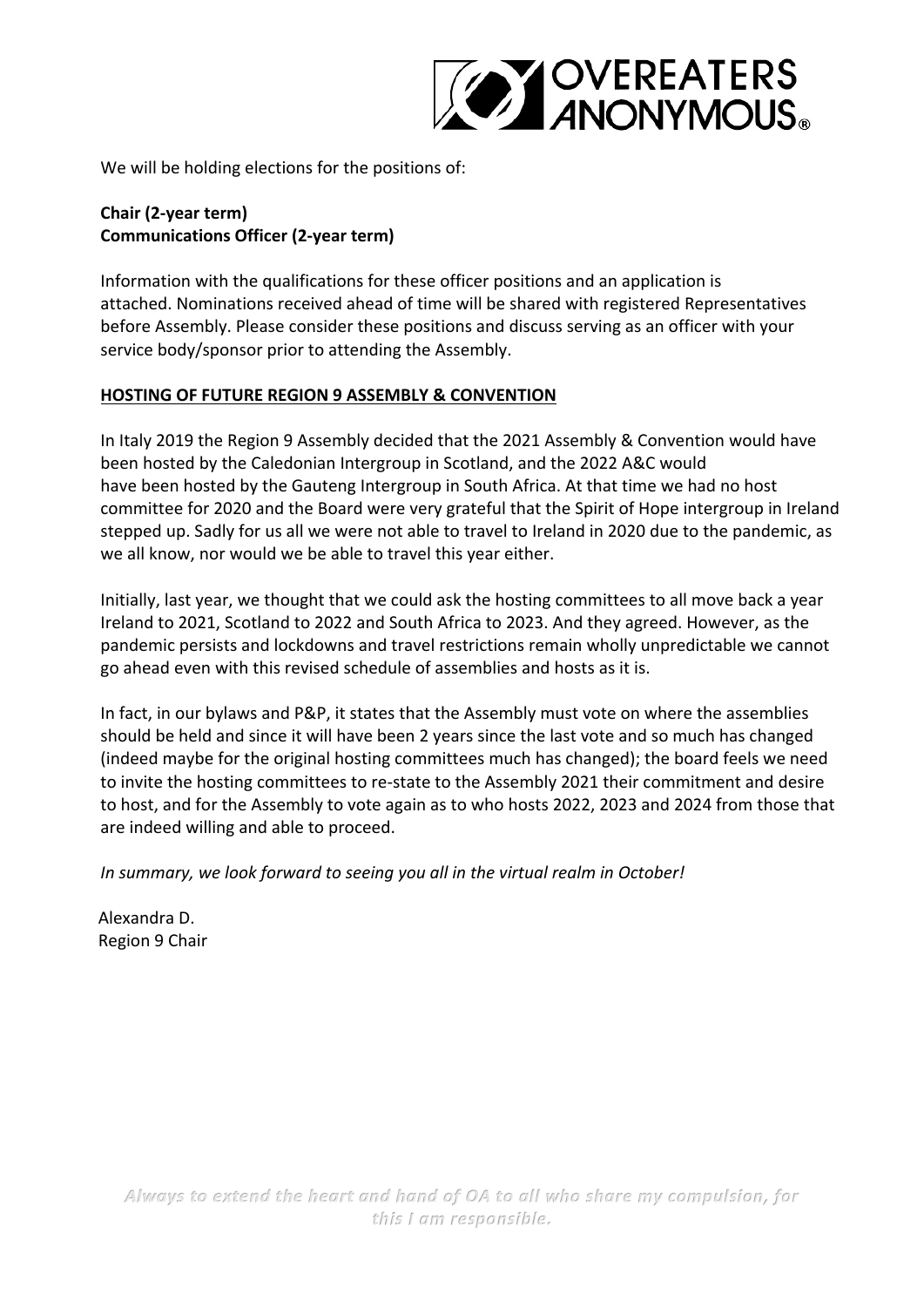We will be holding elections for the positions of:

**Chair (2-year term)**
**Communications Officer (2-year term)**

Information with the qualifications for these officer positions and an application is attached. Nominations received ahead of time will be shared with registered Representatives before Assembly. Please consider these positions and discuss serving as an officer with your service body/sponsor prior to attending the Assembly.

**HOSTING OF FUTURE REGION 9 ASSEMBLY & CONVENTION**

In Italy 2019 the Region 9 Assembly decided that the 2021 Assembly & Convention would have been hosted by the Caledonian Intergroup in Scotland, and the 2022 A&C would have been hosted by the Gauteng Intergroup in South Africa. At that time we had no host committee for 2020 and the Board were very grateful that the Spirit of Hope intergroup in Ireland stepped up. Sadly for us all we were not able to travel to Ireland in 2020 due to the pandemic, as we all know, nor would we be able to travel this year either.

Initially, last year, we thought that we could ask the hosting committees to all move back a year Ireland to 2021, Scotland to 2022 and South Africa to 2023. And they agreed. However, as the pandemic persists and lockdowns and travel restrictions remain wholly unpredictable we cannot go ahead even with this revised schedule of assemblies and hosts as it is.

In fact, in our bylaws and P&P, it states that the Assembly must vote on where the assemblies should be held and since it will have been 2 years since the last vote and so much has changed (indeed maybe for the original hosting committees much has changed); the board feels we need to invite the hosting committees to re-state to the Assembly 2021 their commitment and desire to host, and for the Assembly to vote again as to who hosts 2022, 2023 and 2024 from those that are indeed willing and able to proceed.

*In summary, we look forward to seeing you all in the virtual realm in October!*

Alexandra D.
Region 9 Chair